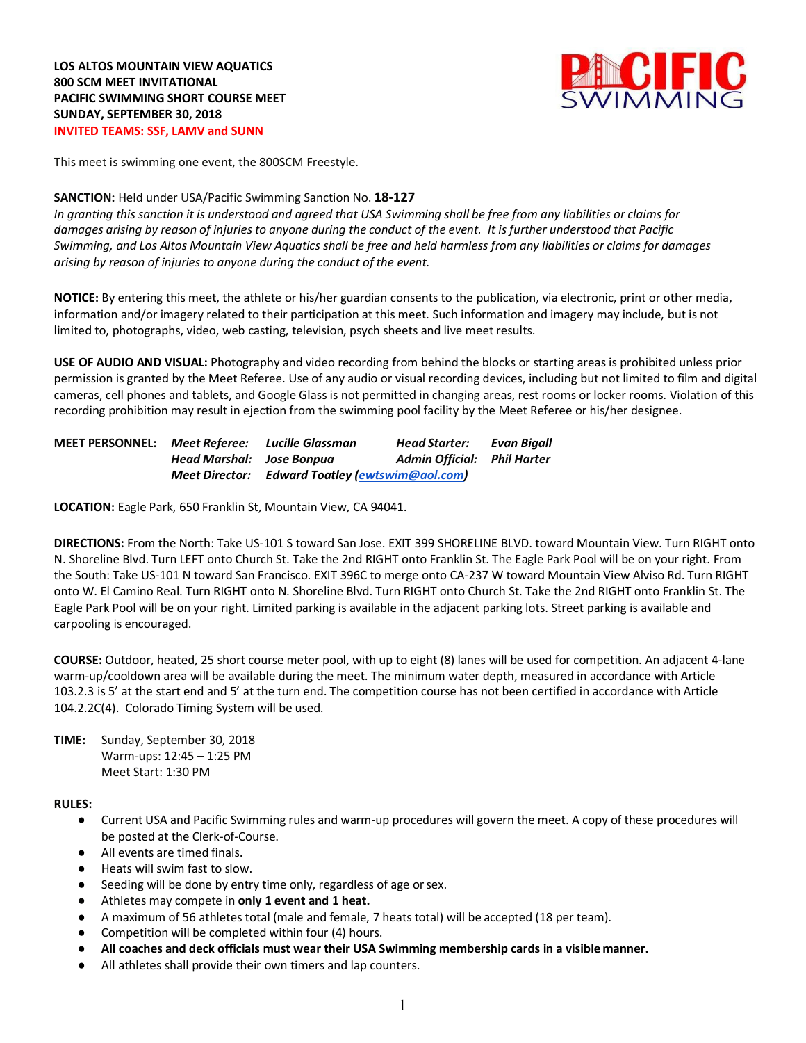**LOS ALTOS MOUNTAIN VIEW AQUATICS**
**800 SCM MEET INVITATIONAL**
**PACIFIC SWIMMING SHORT COURSE MEET**
**SUNDAY, SEPTEMBER 30, 2018**
**INVITED TEAMS: SSF, LAMV and SUNN**

This meet is swimming one event, the 800SCM Freestyle.

**SANCTION:** Held under USA/Pacific Swimming Sanction No. **18-127**
*In granting this sanction it is understood and agreed that USA Swimming shall be free from any liabilities or claims for damages arising by reason of injuries to anyone during the conduct of the event. It is further understood that Pacific Swimming, and Los Altos Mountain View Aquatics shall be free and held harmless from any liabilities or claims for damages arising by reason of injuries to anyone during the conduct of the event.*

**NOTICE:** By entering this meet, the athlete or his/her guardian consents to the publication, via electronic, print or other media, information and/or imagery related to their participation at this meet. Such information and imagery may include, but is not limited to, photographs, video, web casting, television, psych sheets and live meet results.

**USE OF AUDIO AND VISUAL:** Photography and video recording from behind the blocks or starting areas is prohibited unless prior permission is granted by the Meet Referee. Use of any audio or visual recording devices, including but not limited to film and digital cameras, cell phones and tablets, and Google Glass is not permitted in changing areas, rest rooms or locker rooms. Violation of this recording prohibition may result in ejection from the swimming pool facility by the Meet Referee or his/her designee.

**MEET PERSONNEL:**
*Meet Referee:* ***Lucille Glassman*** *Head Starter:* ***Evan Bigall***
*Head Marshal:* ***Jose Bonpua*** *Admin Official:* ***Phil Harter***
*Meet Director:* ***Edward Toatley (ewtswim@aol.com)***

**LOCATION:** Eagle Park, 650 Franklin St, Mountain View, CA 94041.

**DIRECTIONS:** From the North: Take US-101 S toward San Jose. EXIT 399 SHORELINE BLVD. toward Mountain View. Turn RIGHT onto N. Shoreline Blvd. Turn LEFT onto Church St. Take the 2nd RIGHT onto Franklin St. The Eagle Park Pool will be on your right. From the South: Take US-101 N toward San Francisco. EXIT 396C to merge onto CA-237 W toward Mountain View Alviso Rd. Turn RIGHT onto W. El Camino Real. Turn RIGHT onto N. Shoreline Blvd. Turn RIGHT onto Church St. Take the 2nd RIGHT onto Franklin St. The Eagle Park Pool will be on your right. Limited parking is available in the adjacent parking lots. Street parking is available and carpooling is encouraged.

**COURSE:** Outdoor, heated, 25 short course meter pool, with up to eight (8) lanes will be used for competition. An adjacent 4-lane warm-up/cooldown area will be available during the meet. The minimum water depth, measured in accordance with Article 103.2.3 is 5' at the start end and 5' at the turn end. The competition course has not been certified in accordance with Article 104.2.2C(4). Colorado Timing System will be used.

**TIME:** Sunday, September 30, 2018
Warm-ups: 12:45 – 1:25 PM
Meet Start: 1:30 PM

**RULES:**

- Current USA and Pacific Swimming rules and warm-up procedures will govern the meet. A copy of these procedures will be posted at the Clerk-of-Course.
- All events are timed finals.
- Heats will swim fast to slow.
- Seeding will be done by entry time only, regardless of age or sex.
- Athletes may compete in **only 1 event and 1 heat.**
- A maximum of 56 athletes total (male and female, 7 heats total) will be accepted (18 per team).
- Competition will be completed within four (4) hours.
- **All coaches and deck officials must wear their USA Swimming membership cards in a visible manner.**
- All athletes shall provide their own timers and lap counters.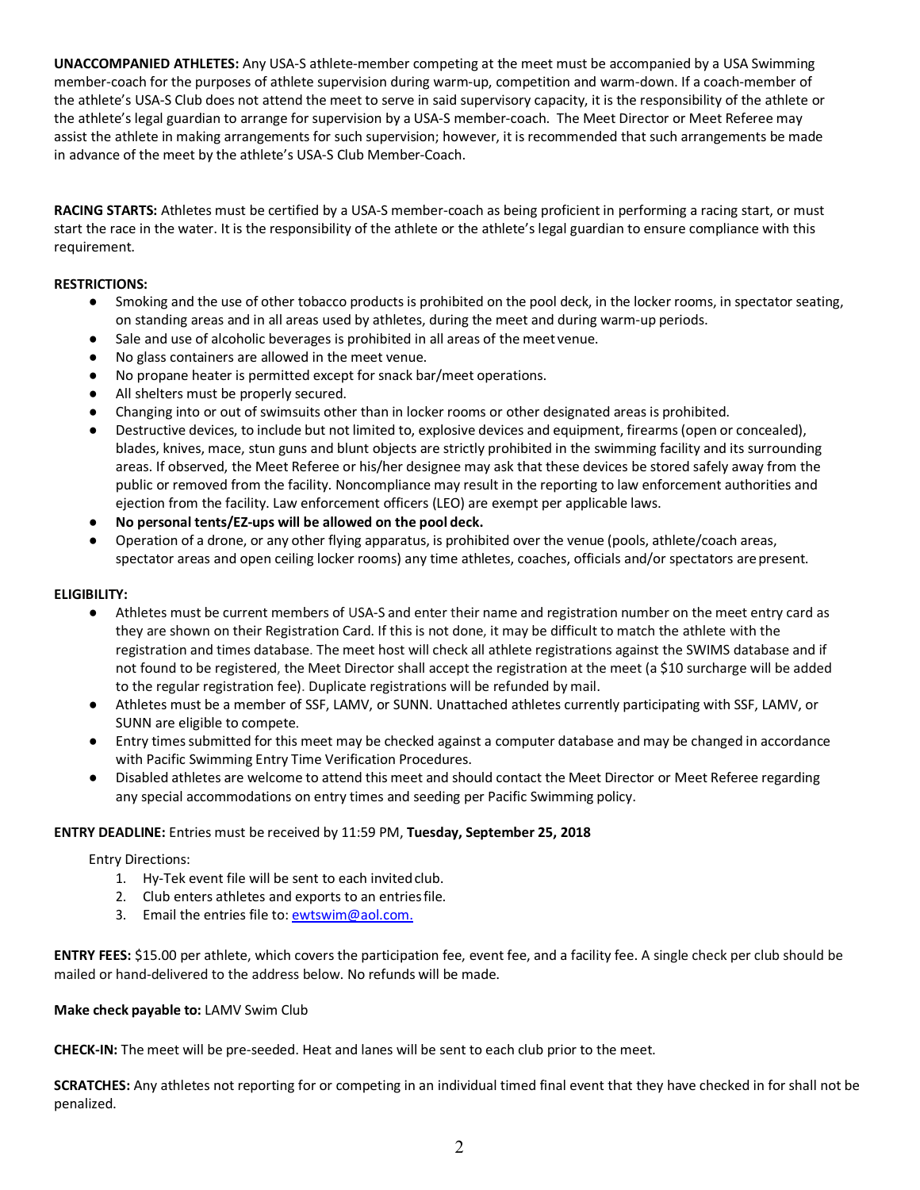**UNACCOMPANIED ATHLETES:** Any USA-S athlete-member competing at the meet must be accompanied by a USA Swimming member-coach for the purposes of athlete supervision during warm-up, competition and warm-down. If a coach-member of the athlete's USA-S Club does not attend the meet to serve in said supervisory capacity, it is the responsibility of the athlete or the athlete's legal guardian to arrange for supervision by a USA-S member-coach. The Meet Director or Meet Referee may assist the athlete in making arrangements for such supervision; however, it is recommended that such arrangements be made in advance of the meet by the athlete's USA-S Club Member-Coach.

**RACING STARTS:** Athletes must be certified by a USA-S member-coach as being proficient in performing a racing start, or must start the race in the water. It is the responsibility of the athlete or the athlete's legal guardian to ensure compliance with this requirement.

**RESTRICTIONS:**

- Smoking and the use of other tobacco products is prohibited on the pool deck, in the locker rooms, in spectator seating, on standing areas and in all areas used by athletes, during the meet and during warm-up periods.
- Sale and use of alcoholic beverages is prohibited in all areas of the meet venue.
- No glass containers are allowed in the meet venue.
- No propane heater is permitted except for snack bar/meet operations.
- All shelters must be properly secured.
- Changing into or out of swimsuits other than in locker rooms or other designated areas is prohibited.
- Destructive devices, to include but not limited to, explosive devices and equipment, firearms (open or concealed), blades, knives, mace, stun guns and blunt objects are strictly prohibited in the swimming facility and its surrounding areas. If observed, the Meet Referee or his/her designee may ask that these devices be stored safely away from the public or removed from the facility. Noncompliance may result in the reporting to law enforcement authorities and ejection from the facility. Law enforcement officers (LEO) are exempt per applicable laws.
- **No personal tents/EZ-ups will be allowed on the pool deck.**
- Operation of a drone, or any other flying apparatus, is prohibited over the venue (pools, athlete/coach areas, spectator areas and open ceiling locker rooms) any time athletes, coaches, officials and/or spectators are present.

**ELIGIBILITY:**

- Athletes must be current members of USA-S and enter their name and registration number on the meet entry card as they are shown on their Registration Card. If this is not done, it may be difficult to match the athlete with the registration and times database. The meet host will check all athlete registrations against the SWIMS database and if not found to be registered, the Meet Director shall accept the registration at the meet (a $10 surcharge will be added to the regular registration fee). Duplicate registrations will be refunded by mail.
- Athletes must be a member of SSF, LAMV, or SUNN. Unattached athletes currently participating with SSF, LAMV, or SUNN are eligible to compete.
- Entry times submitted for this meet may be checked against a computer database and may be changed in accordance with Pacific Swimming Entry Time Verification Procedures.
- Disabled athletes are welcome to attend this meet and should contact the Meet Director or Meet Referee regarding any special accommodations on entry times and seeding per Pacific Swimming policy.

**ENTRY DEADLINE:** Entries must be received by 11:59 PM, **Tuesday, September 25, 2018**

Entry Directions:

1. Hy-Tek event file will be sent to each invited club.
2. Club enters athletes and exports to an entries file.
3. Email the entries file to: ewtswim@aol.com.

**ENTRY FEES:** $15.00 per athlete, which covers the participation fee, event fee, and a facility fee. A single check per club should be mailed or hand-delivered to the address below. No refunds will be made.

**Make check payable to:** LAMV Swim Club

**CHECK-IN:** The meet will be pre-seeded. Heat and lanes will be sent to each club prior to the meet.

**SCRATCHES:** Any athletes not reporting for or competing in an individual timed final event that they have checked in for shall not be penalized.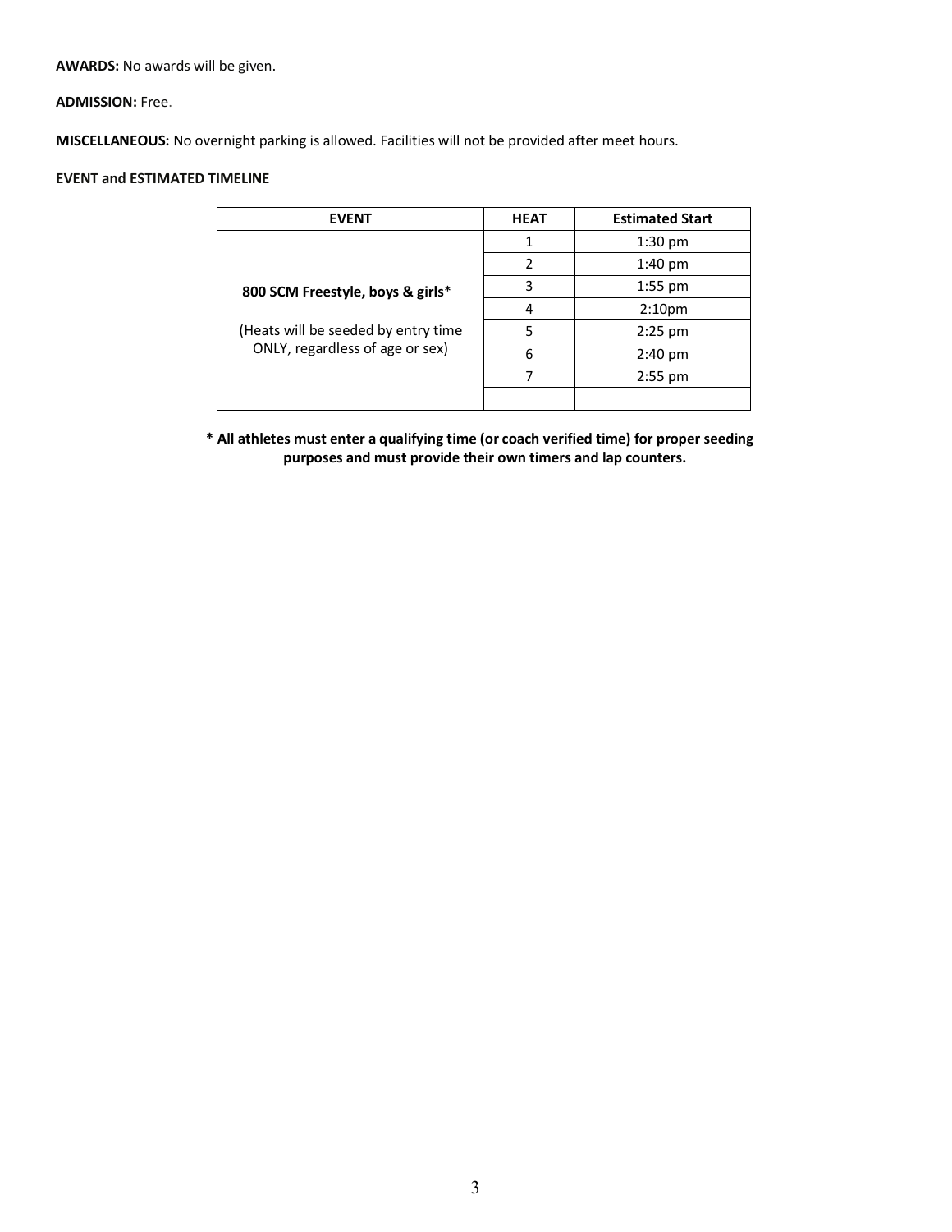**AWARDS:** No awards will be given.

**ADMISSION:** Free.

**MISCELLANEOUS:** No overnight parking is allowed. Facilities will not be provided after meet hours.

**EVENT and ESTIMATED TIMELINE**

| EVENT | HEAT | Estimated Start |
|---|---|---|
| **800 SCM Freestyle, boys & girls*** (Heats will be seeded by entry time ONLY, regardless of age or sex) | 1 | 1:30 pm |
| | 2 | 1:40 pm |
| | 3 | 1:55 pm |
| | 4 | 2:10pm |
| | 5 | 2:25 pm |
| | 6 | 2:40 pm |
| | 7 | 2:55 pm |
| | | |

**\* All athletes must enter a qualifying time (or coach verified time) for proper seeding purposes and must provide their own timers and lap counters.**